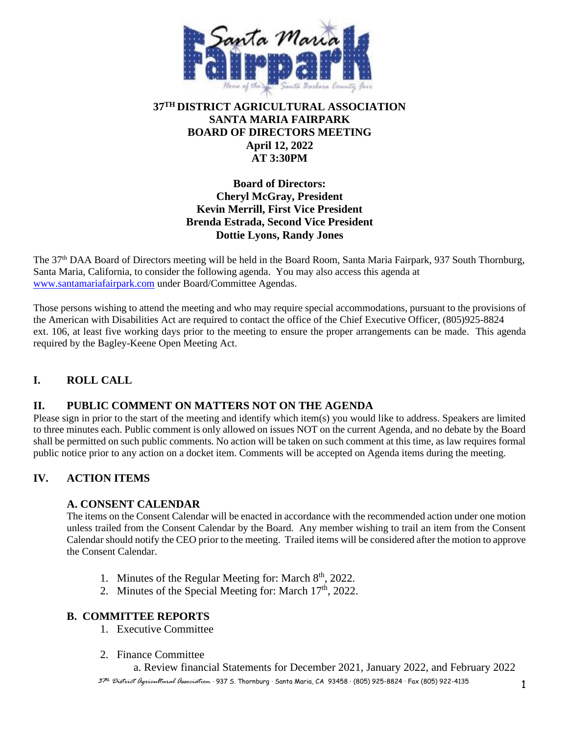# 37TH DISTRICT AGRICULTURAL ASSOCIATION
# SANTA MARIA FAIRPARK
# BOARD OF DIRECTORS MEETING
## April 12, 2022
## AT 3:30PM

**Board of Directors:**
**Cheryl McGray, President**
**Kevin Merrill, First Vice President**
**Brenda Estrada, Second Vice President**
**Dottie Lyons, Randy Jones**

The 37th DAA Board of Directors meeting will be held in the Board Room, Santa Maria Fairpark, 937 South Thornburg, Santa Maria, California, to consider the following agenda. You may also access this agenda at www.santamariafairpark.com under Board/Committee Agendas.

Those persons wishing to attend the meeting and who may require special accommodations, pursuant to the provisions of the American with Disabilities Act are required to contact the office of the Chief Executive Officer, (805)925-8824 ext. 106, at least five working days prior to the meeting to ensure the proper arrangements can be made. This agenda required by the Bagley-Keene Open Meeting Act.

## I. ROLL CALL

## II. PUBLIC COMMENT ON MATTERS NOT ON THE AGENDA

Please sign in prior to the start of the meeting and identify which item(s) you would like to address. Speakers are limited to three minutes each. Public comment is only allowed on issues NOT on the current Agenda, and no debate by the Board shall be permitted on such public comments. No action will be taken on such comment at this time, as law requires formal public notice prior to any action on a docket item. Comments will be accepted on Agenda items during the meeting.

## IV. ACTION ITEMS

### A. CONSENT CALENDAR

The items on the Consent Calendar will be enacted in accordance with the recommended action under one motion unless trailed from the Consent Calendar by the Board. Any member wishing to trail an item from the Consent Calendar should notify the CEO prior to the meeting. Trailed items will be considered after the motion to approve the Consent Calendar.

1. Minutes of the Regular Meeting for: March 8th, 2022.
2. Minutes of the Special Meeting for: March 17th, 2022.

### B. COMMITTEE REPORTS

1. Executive Committee
2. Finance Committee
   a. Review financial Statements for December 2021, January 2022, and February 2022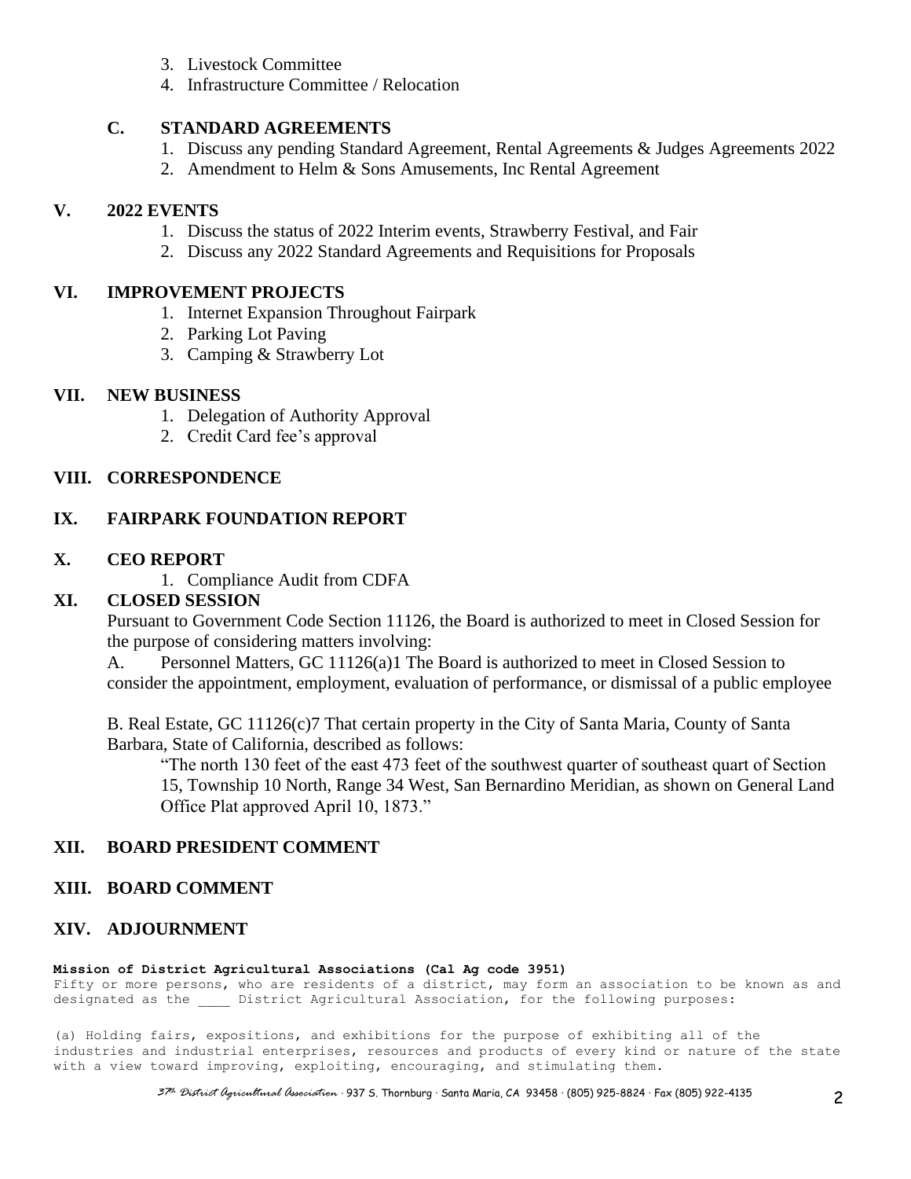3. Livestock Committee
4. Infrastructure Committee / Relocation

### C. STANDARD AGREEMENTS

1. Discuss any pending Standard Agreement, Rental Agreements & Judges Agreements 2022
2. Amendment to Helm & Sons Amusements, Inc Rental Agreement

## V. 2022 EVENTS

1. Discuss the status of 2022 Interim events, Strawberry Festival, and Fair
2. Discuss any 2022 Standard Agreements and Requisitions for Proposals

## VI. IMPROVEMENT PROJECTS

1. Internet Expansion Throughout Fairpark
2. Parking Lot Paving
3. Camping & Strawberry Lot

## VII. NEW BUSINESS

1. Delegation of Authority Approval
2. Credit Card fee's approval

## VIII. CORRESPONDENCE

## IX. FAIRPARK FOUNDATION REPORT

## X. CEO REPORT

1. Compliance Audit from CDFA

## XI. CLOSED SESSION

Pursuant to Government Code Section 11126, the Board is authorized to meet in Closed Session for the purpose of considering matters involving:

A. Personnel Matters, GC 11126(a)1 The Board is authorized to meet in Closed Session to consider the appointment, employment, evaluation of performance, or dismissal of a public employee

B. Real Estate, GC 11126(c)7 That certain property in the City of Santa Maria, County of Santa Barbara, State of California, described as follows:

> "The north 130 feet of the east 473 feet of the southwest quarter of southeast quart of Section 15, Township 10 North, Range 34 West, San Bernardino Meridian, as shown on General Land Office Plat approved April 10, 1873."

## XII. BOARD PRESIDENT COMMENT

## XIII. BOARD COMMENT

## XIV. ADJOURNMENT

**Mission of District Agricultural Associations (Cal Ag code 3951)**

Fifty or more persons, who are residents of a district, may form an association to be known as and designated as the ____ District Agricultural Association, for the following purposes:

(a) Holding fairs, expositions, and exhibitions for the purpose of exhibiting all of the industries and industrial enterprises, resources and products of every kind or nature of the state with a view toward improving, exploiting, encouraging, and stimulating them.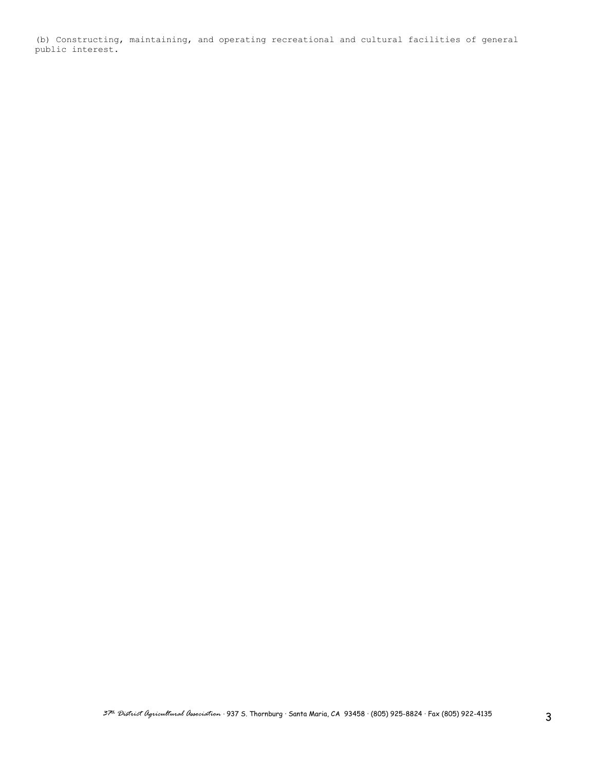(b) Constructing, maintaining, and operating recreational and cultural facilities of general public interest.